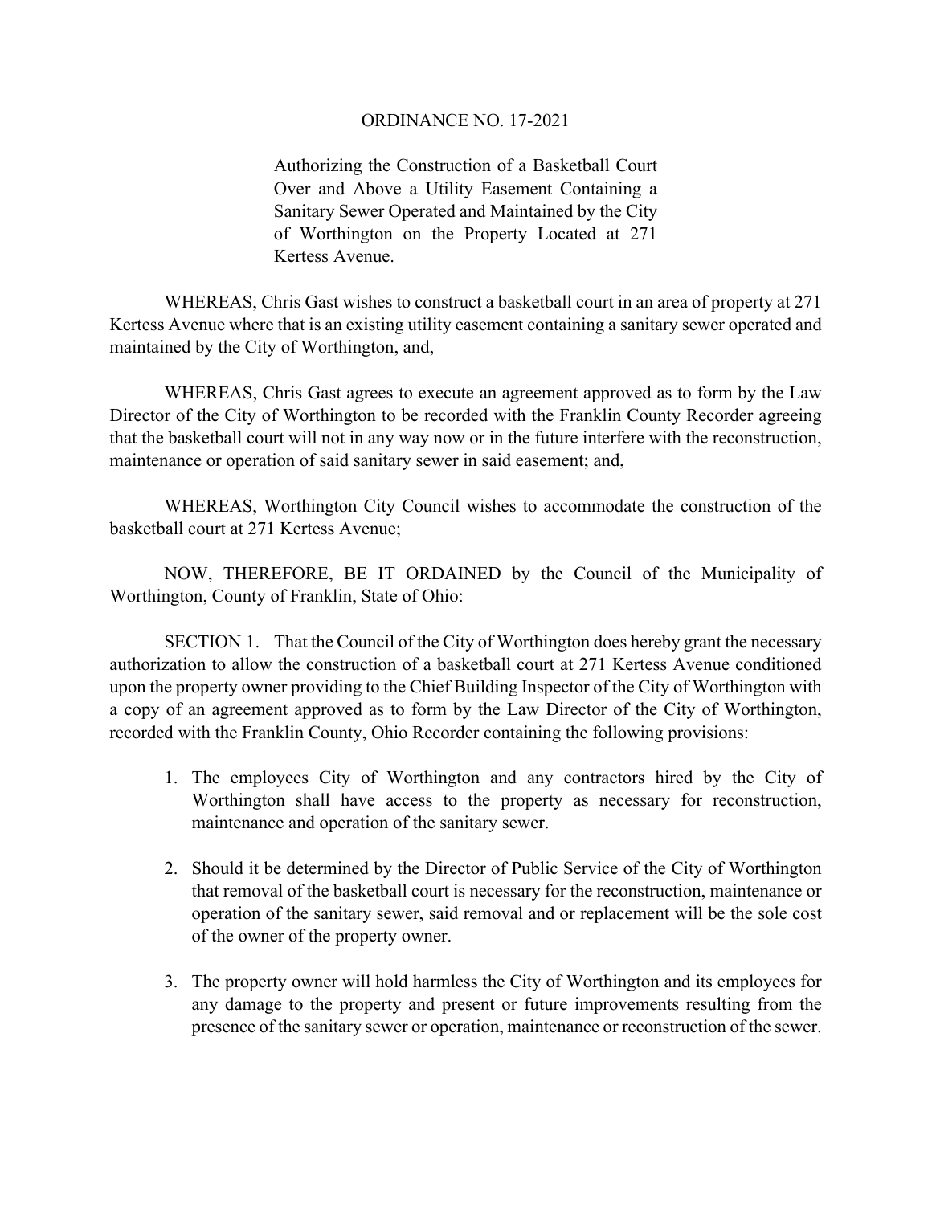# ORDINANCE NO. 17-2021

Authorizing the Construction of a Basketball Court Over and Above a Utility Easement Containing a Sanitary Sewer Operated and Maintained by the City of Worthington on the Property Located at 271 Kertess Avenue.

WHEREAS, Chris Gast wishes to construct a basketball court in an area of property at 271 Kertess Avenue where that is an existing utility easement containing a sanitary sewer operated and maintained by the City of Worthington, and,

WHEREAS, Chris Gast agrees to execute an agreement approved as to form by the Law Director of the City of Worthington to be recorded with the Franklin County Recorder agreeing that the basketball court will not in any way now or in the future interfere with the reconstruction, maintenance or operation of said sanitary sewer in said easement; and,

WHEREAS, Worthington City Council wishes to accommodate the construction of the basketball court at 271 Kertess Avenue;

NOW, THEREFORE, BE IT ORDAINED by the Council of the Municipality of Worthington, County of Franklin, State of Ohio:

SECTION 1. That the Council of the City of Worthington does hereby grant the necessary authorization to allow the construction of a basketball court at 271 Kertess Avenue conditioned upon the property owner providing to the Chief Building Inspector of the City of Worthington with a copy of an agreement approved as to form by the Law Director of the City of Worthington, recorded with the Franklin County, Ohio Recorder containing the following provisions:

1. The employees City of Worthington and any contractors hired by the City of Worthington shall have access to the property as necessary for reconstruction, maintenance and operation of the sanitary sewer.

2. Should it be determined by the Director of Public Service of the City of Worthington that removal of the basketball court is necessary for the reconstruction, maintenance or operation of the sanitary sewer, said removal and or replacement will be the sole cost of the owner of the property owner.

3. The property owner will hold harmless the City of Worthington and its employees for any damage to the property and present or future improvements resulting from the presence of the sanitary sewer or operation, maintenance or reconstruction of the sewer.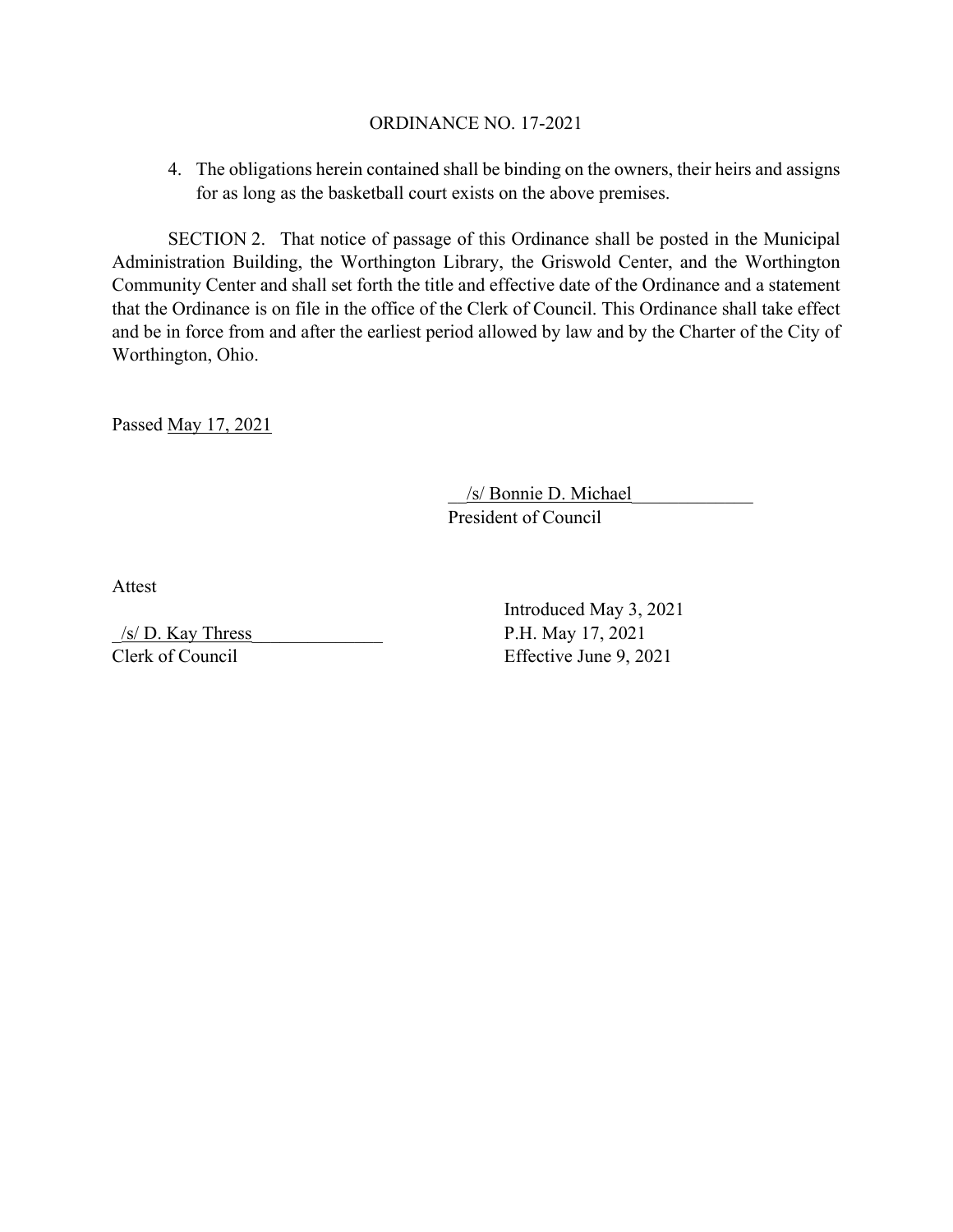ORDINANCE NO. 17-2021

4. The obligations herein contained shall be binding on the owners, their heirs and assigns for as long as the basketball court exists on the above premises.

SECTION 2. That notice of passage of this Ordinance shall be posted in the Municipal Administration Building, the Worthington Library, the Griswold Center, and the Worthington Community Center and shall set forth the title and effective date of the Ordinance and a statement that the Ordinance is on file in the office of the Clerk of Council. This Ordinance shall take effect and be in force from and after the earliest period allowed by law and by the Charter of the City of Worthington, Ohio.

Passed May 17, 2021

/s/ Bonnie D. Michael
President of Council

Attest

/s/ D. Kay Thress
Clerk of Council

Introduced May 3, 2021
P.H. May 17, 2021
Effective June 9, 2021